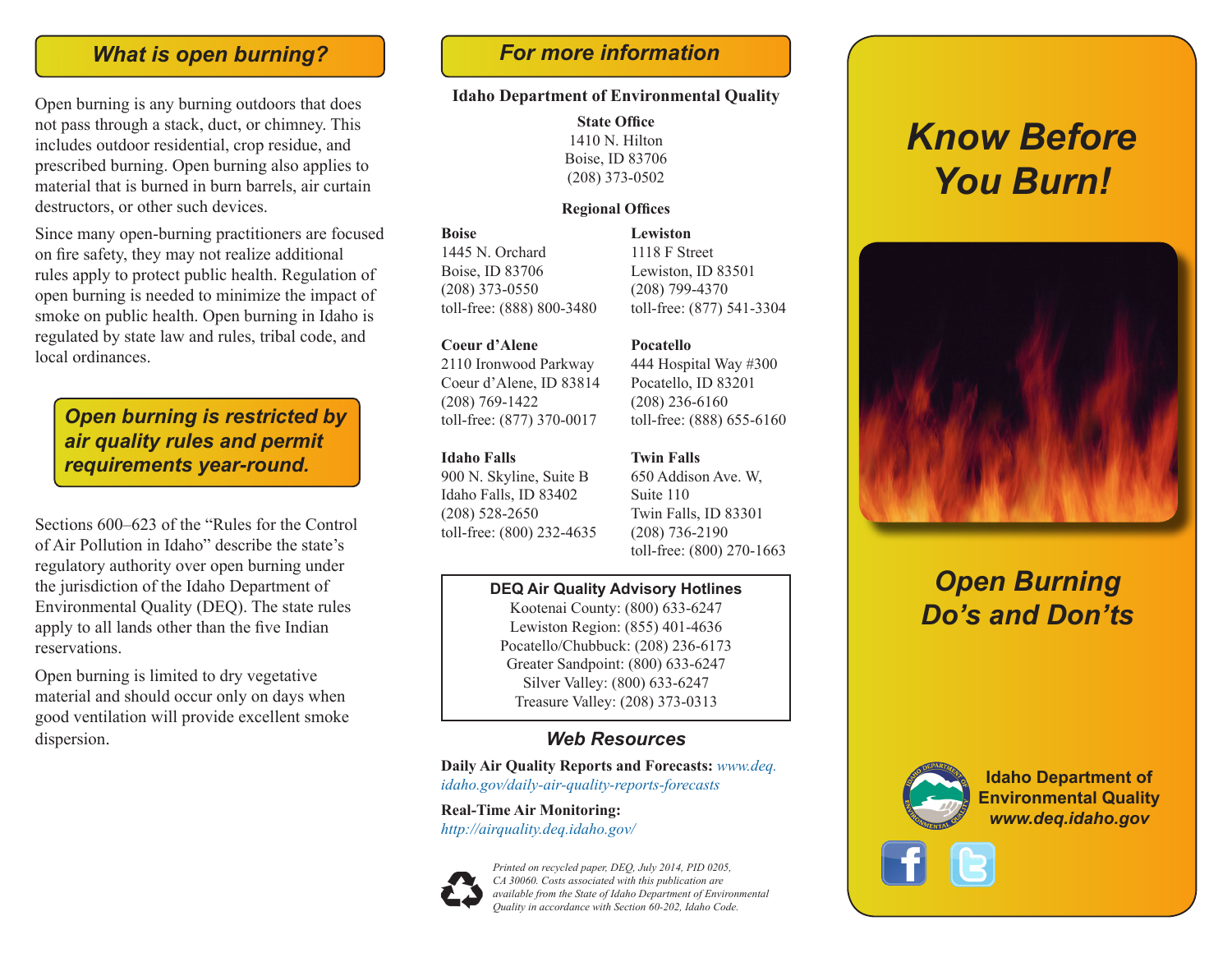## What is open burning?

Open burning is any burning outdoors that does not pass through a stack, duct, or chimney. This includes outdoor residential, crop residue, and prescribed burning. Open burning also applies to material that is burned in burn barrels, air curtain destructors, or other such devices.

Since many open-burning practitioners are focused on fire safety, they may not realize additional rules apply to protect public health. Regulation of open burning is needed to minimize the impact of smoke on public health. Open burning in Idaho is regulated by state law and rules, tribal code, and local ordinances.

***Open burning is restricted by air quality rules and permit requirements year-round.***

Sections 600–623 of the "Rules for the Control of Air Pollution in Idaho" describe the state's regulatory authority over open burning under the jurisdiction of the Idaho Department of Environmental Quality (DEQ). The state rules apply to all lands other than the five Indian reservations.

Open burning is limited to dry vegetative material and should occur only on days when good ventilation will provide excellent smoke dispersion.

## For more information

**Idaho Department of Environmental Quality**

**State Office**
1410 N. Hilton
Boise, ID 83706
(208) 373-0502

**Regional Offices**

**Boise**
1445 N. Orchard
Boise, ID 83706
(208) 373-0550
toll-free: (888) 800-3480

**Coeur d'Alene**
2110 Ironwood Parkway
Coeur d'Alene, ID 83814
(208) 769-1422
toll-free: (877) 370-0017

**Idaho Falls**
900 N. Skyline, Suite B
Idaho Falls, ID 83402
(208) 528-2650
toll-free: (800) 232-4635

**Lewiston**
1118 F Street
Lewiston, ID 83501
(208) 799-4370
toll-free: (877) 541-3304

**Pocatello**
444 Hospital Way #300
Pocatello, ID 83201
(208) 236-6160
toll-free: (888) 655-6160

**Twin Falls**
650 Addison Ave. W,
Suite 110
Twin Falls, ID 83301
(208) 736-2190
toll-free: (800) 270-1663

**DEQ Air Quality Advisory Hotlines**
Kootenai County: (800) 633-6247
Lewiston Region: (855) 401-4636
Pocatello/Chubbuck: (208) 236-6173
Greater Sandpoint: (800) 633-6247
Silver Valley: (800) 633-6247
Treasure Valley: (208) 373-0313

### Web Resources

**Daily Air Quality Reports and Forecasts:** *www.deq.idaho.gov/daily-air-quality-reports-forecasts*

**Real-Time Air Monitoring:**
*http://airquality.deq.idaho.gov/*

*Printed on recycled paper, DEQ, July 2014, PID 0205, CA 30060. Costs associated with this publication are available from the State of Idaho Department of Environmental Quality in accordance with Section 60-202, Idaho Code.*

# Know Before You Burn!

## Open Burning Do's and Don'ts

**Idaho Department of Environmental Quality**
***www.deq.idaho.gov***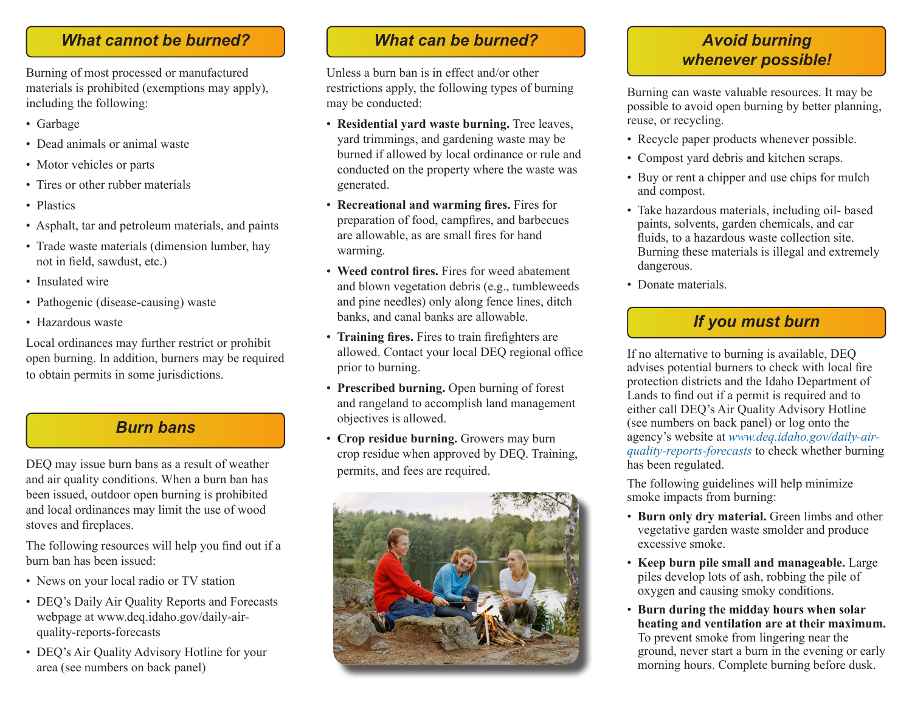## What cannot be burned?

Burning of most processed or manufactured materials is prohibited (exemptions may apply), including the following:

- Garbage
- Dead animals or animal waste
- Motor vehicles or parts
- Tires or other rubber materials
- Plastics
- Asphalt, tar and petroleum materials, and paints
- Trade waste materials (dimension lumber, hay not in field, sawdust, etc.)
- Insulated wire
- Pathogenic (disease-causing) waste
- Hazardous waste

Local ordinances may further restrict or prohibit open burning. In addition, burners may be required to obtain permits in some jurisdictions.

## Burn bans

DEQ may issue burn bans as a result of weather and air quality conditions. When a burn ban has been issued, outdoor open burning is prohibited and local ordinances may limit the use of wood stoves and fireplaces.

The following resources will help you find out if a burn ban has been issued:

- News on your local radio or TV station
- DEQ's Daily Air Quality Reports and Forecasts webpage at www.deq.idaho.gov/daily-air-quality-reports-forecasts
- DEQ's Air Quality Advisory Hotline for your area (see numbers on back panel)

## What can be burned?

Unless a burn ban is in effect and/or other restrictions apply, the following types of burning may be conducted:

- **Residential yard waste burning.** Tree leaves, yard trimmings, and gardening waste may be burned if allowed by local ordinance or rule and conducted on the property where the waste was generated.
- **Recreational and warming fires.** Fires for preparation of food, campfires, and barbecues are allowable, as are small fires for hand warming.
- **Weed control fires.** Fires for weed abatement and blown vegetation debris (e.g., tumbleweeds and pine needles) only along fence lines, ditch banks, and canal banks are allowable.
- **Training fires.** Fires to train firefighters are allowed. Contact your local DEQ regional office prior to burning.
- **Prescribed burning.** Open burning of forest and rangeland to accomplish land management objectives is allowed.
- **Crop residue burning.** Growers may burn crop residue when approved by DEQ. Training, permits, and fees are required.

## Avoid burning whenever possible!

Burning can waste valuable resources. It may be possible to avoid open burning by better planning, reuse, or recycling.

- Recycle paper products whenever possible.
- Compost yard debris and kitchen scraps.
- Buy or rent a chipper and use chips for mulch and compost.
- Take hazardous materials, including oil- based paints, solvents, garden chemicals, and car fluids, to a hazardous waste collection site. Burning these materials is illegal and extremely dangerous.
- Donate materials.

## If you must burn

If no alternative to burning is available, DEQ advises potential burners to check with local fire protection districts and the Idaho Department of Lands to find out if a permit is required and to either call DEQ's Air Quality Advisory Hotline (see numbers on back panel) or log onto the agency's website at *www.deq.idaho.gov/daily-air-quality-reports-forecasts* to check whether burning has been regulated.

The following guidelines will help minimize smoke impacts from burning:

- **Burn only dry material.** Green limbs and other vegetative garden waste smolder and produce excessive smoke.
- **Keep burn pile small and manageable.** Large piles develop lots of ash, robbing the pile of oxygen and causing smoky conditions.
- **Burn during the midday hours when solar heating and ventilation are at their maximum.** To prevent smoke from lingering near the ground, never start a burn in the evening or early morning hours. Complete burning before dusk.